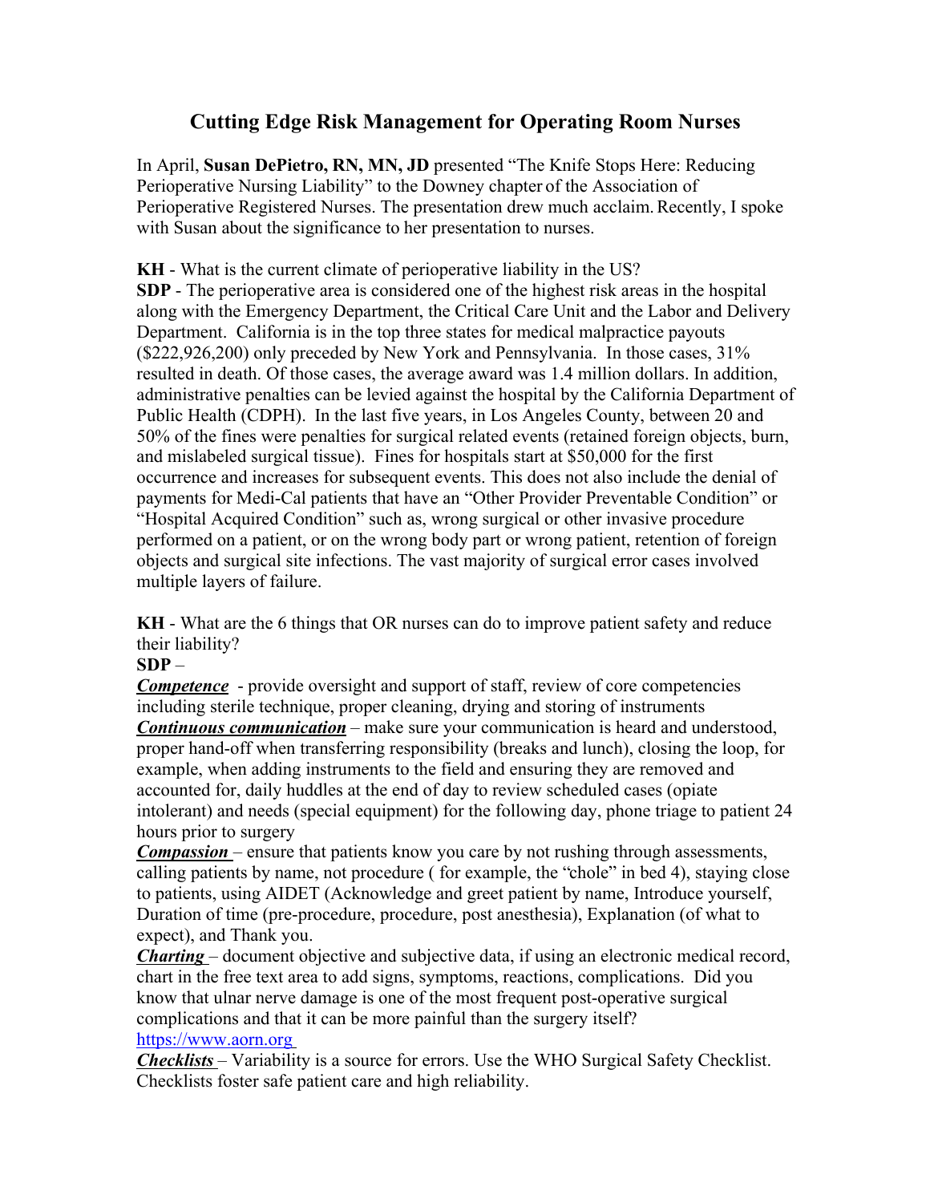# Cutting Edge Risk Management for Operating Room Nurses

In April, **Susan DePietro, RN, MN, JD** presented "The Knife Stops Here: Reducing Perioperative Nursing Liability" to the Downey chapter of the Association of Perioperative Registered Nurses. The presentation drew much acclaim. Recently, I spoke with Susan about the significance to her presentation to nurses.

**KH** - What is the current climate of perioperative liability in the US?

**SDP** - The perioperative area is considered one of the highest risk areas in the hospital along with the Emergency Department, the Critical Care Unit and the Labor and Delivery Department. California is in the top three states for medical malpractice payouts ($222,926,200) only preceded by New York and Pennsylvania. In those cases, 31% resulted in death. Of those cases, the average award was 1.4 million dollars. In addition, administrative penalties can be levied against the hospital by the California Department of Public Health (CDPH). In the last five years, in Los Angeles County, between 20 and 50% of the fines were penalties for surgical related events (retained foreign objects, burn, and mislabeled surgical tissue). Fines for hospitals start at $50,000 for the first occurrence and increases for subsequent events. This does not also include the denial of payments for Medi-Cal patients that have an "Other Provider Preventable Condition" or "Hospital Acquired Condition" such as, wrong surgical or other invasive procedure performed on a patient, or on the wrong body part or wrong patient, retention of foreign objects and surgical site infections. The vast majority of surgical error cases involved multiple layers of failure.

**KH** - What are the 6 things that OR nurses can do to improve patient safety and reduce their liability?

**SDP** –

***Competence*** - provide oversight and support of staff, review of core competencies including sterile technique, proper cleaning, drying and storing of instruments

***Continuous communication*** – make sure your communication is heard and understood, proper hand-off when transferring responsibility (breaks and lunch), closing the loop, for example, when adding instruments to the field and ensuring they are removed and accounted for, daily huddles at the end of day to review scheduled cases (opiate intolerant) and needs (special equipment) for the following day, phone triage to patient 24 hours prior to surgery

***Compassion*** – ensure that patients know you care by not rushing through assessments, calling patients by name, not procedure ( for example, the "chole" in bed 4), staying close to patients, using AIDET (Acknowledge and greet patient by name, Introduce yourself, Duration of time (pre-procedure, procedure, post anesthesia), Explanation (of what to expect), and Thank you.

***Charting*** – document objective and subjective data, if using an electronic medical record, chart in the free text area to add signs, symptoms, reactions, complications. Did you know that ulnar nerve damage is one of the most frequent post-operative surgical complications and that it can be more painful than the surgery itself? https://www.aorn.org

***Checklists*** – Variability is a source for errors. Use the WHO Surgical Safety Checklist. Checklists foster safe patient care and high reliability.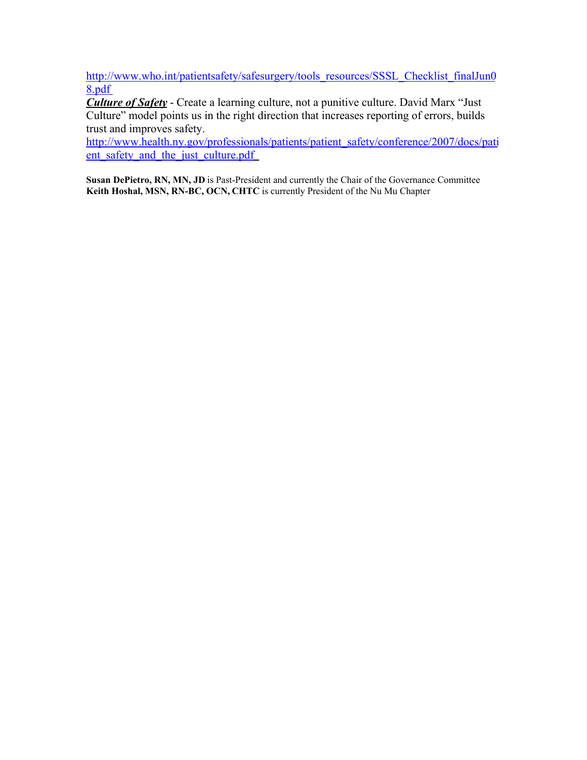http://www.who.int/patientsafety/safesurgery/tools_resources/SSSL_Checklist_finalJun08.pdf

***Culture of Safety*** - Create a learning culture, not a punitive culture. David Marx "Just Culture" model points us in the right direction that increases reporting of errors, builds trust and improves safety.

http://www.health.ny.gov/professionals/patients/patient_safety/conference/2007/docs/patient_safety_and_the_just_culture.pdf

**Susan DePietro, RN, MN, JD** is Past-President and currently the Chair of the Governance Committee
**Keith Hoshal, MSN, RN-BC, OCN, CHTC** is currently President of the Nu Mu Chapter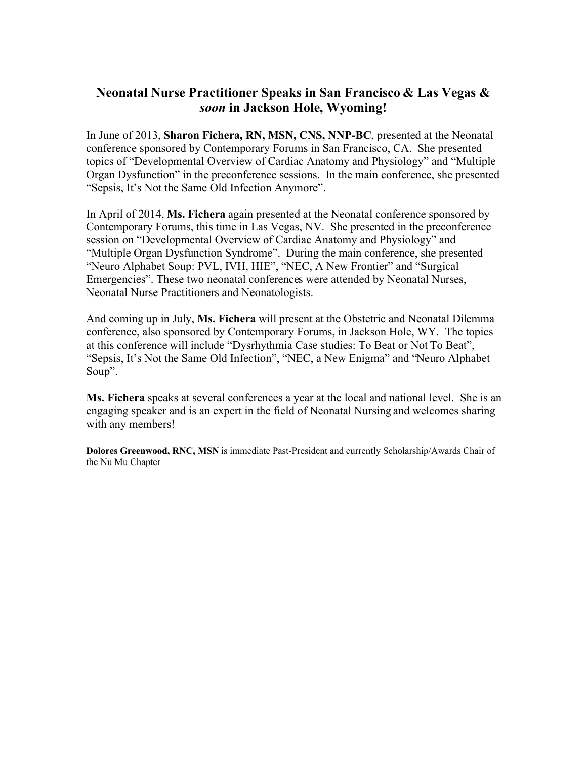# Neonatal Nurse Practitioner Speaks in San Francisco & Las Vegas & *soon* in Jackson Hole, Wyoming!

In June of 2013, **Sharon Fichera, RN, MSN, CNS, NNP-BC**, presented at the Neonatal conference sponsored by Contemporary Forums in San Francisco, CA. She presented topics of "Developmental Overview of Cardiac Anatomy and Physiology" and "Multiple Organ Dysfunction" in the preconference sessions. In the main conference, she presented "Sepsis, It's Not the Same Old Infection Anymore".

In April of 2014, **Ms. Fichera** again presented at the Neonatal conference sponsored by Contemporary Forums, this time in Las Vegas, NV. She presented in the preconference session on "Developmental Overview of Cardiac Anatomy and Physiology" and "Multiple Organ Dysfunction Syndrome". During the main conference, she presented "Neuro Alphabet Soup: PVL, IVH, HIE", "NEC, A New Frontier" and "Surgical Emergencies". These two neonatal conferences were attended by Neonatal Nurses, Neonatal Nurse Practitioners and Neonatologists.

And coming up in July, **Ms. Fichera** will present at the Obstetric and Neonatal Dilemma conference, also sponsored by Contemporary Forums, in Jackson Hole, WY. The topics at this conference will include "Dysrhythmia Case studies: To Beat or Not To Beat", "Sepsis, It's Not the Same Old Infection", "NEC, a New Enigma" and "Neuro Alphabet Soup".

**Ms. Fichera** speaks at several conferences a year at the local and national level. She is an engaging speaker and is an expert in the field of Neonatal Nursing and welcomes sharing with any members!

**Dolores Greenwood, RNC, MSN** is immediate Past-President and currently Scholarship/Awards Chair of the Nu Mu Chapter